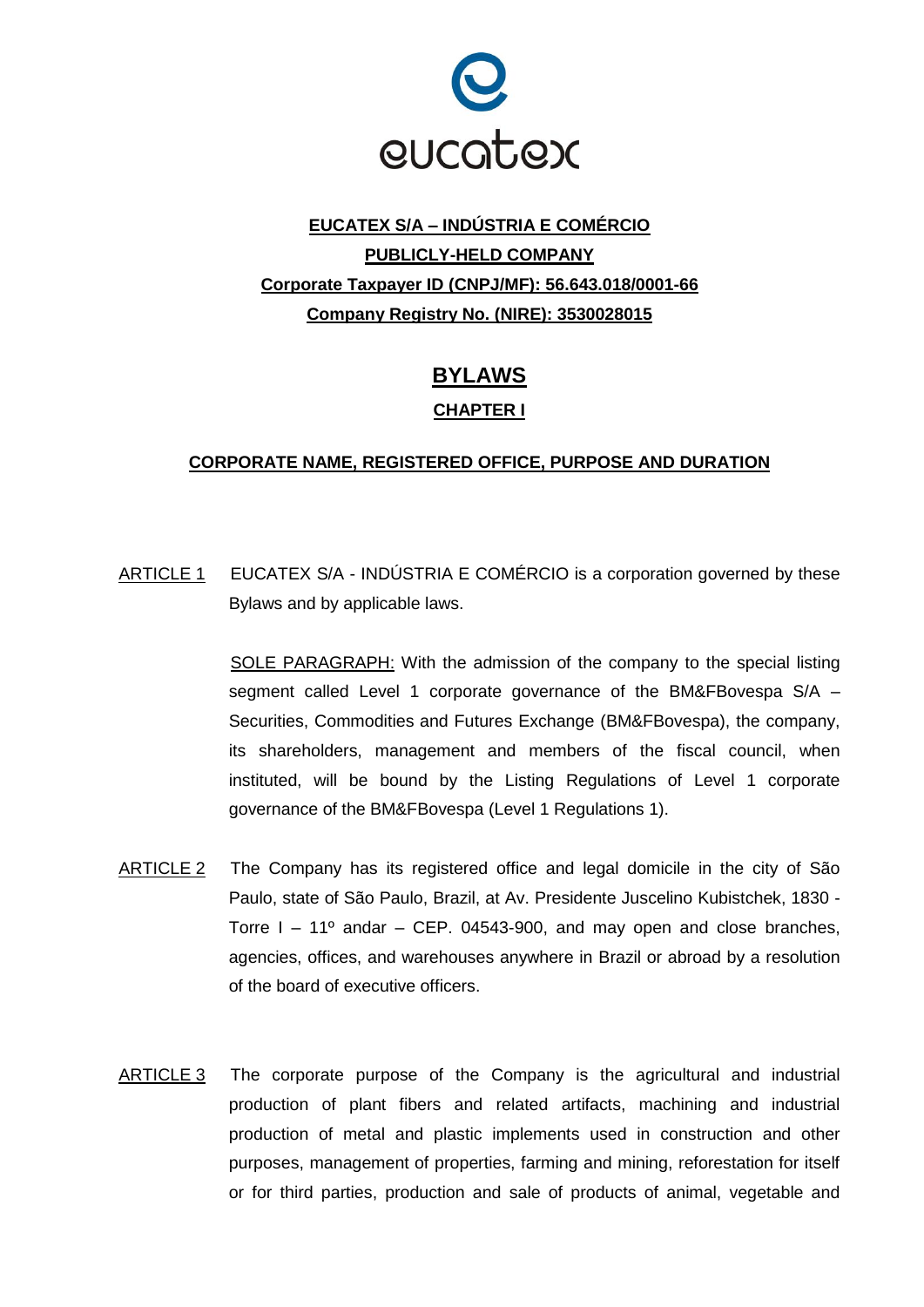**EUCATEX S/A – INDÚSTRIA E COMÉRCIO**

**PUBLICLY-HELD COMPANY**

**Corporate Taxpayer ID (CNPJ/MF): 56.643.018/0001-66**

**Company Registry No. (NIRE): 3530028015**

# BYLAWS

## CHAPTER I

## CORPORATE NAME, REGISTERED OFFICE, PURPOSE AND DURATION

ARTICLE 1 EUCATEX S/A - INDÚSTRIA E COMÉRCIO is a corporation governed by these Bylaws and by applicable laws.

SOLE PARAGRAPH: With the admission of the company to the special listing segment called Level 1 corporate governance of the BM&FBovespa S/A – Securities, Commodities and Futures Exchange (BM&FBovespa), the company, its shareholders, management and members of the fiscal council, when instituted, will be bound by the Listing Regulations of Level 1 corporate governance of the BM&FBovespa (Level 1 Regulations 1).

ARTICLE 2 The Company has its registered office and legal domicile in the city of São Paulo, state of São Paulo, Brazil, at Av. Presidente Juscelino Kubistchek, 1830 - Torre I – 11º andar – CEP. 04543-900, and may open and close branches, agencies, offices, and warehouses anywhere in Brazil or abroad by a resolution of the board of executive officers.

ARTICLE 3 The corporate purpose of the Company is the agricultural and industrial production of plant fibers and related artifacts, machining and industrial production of metal and plastic implements used in construction and other purposes, management of properties, farming and mining, reforestation for itself or for third parties, production and sale of products of animal, vegetable and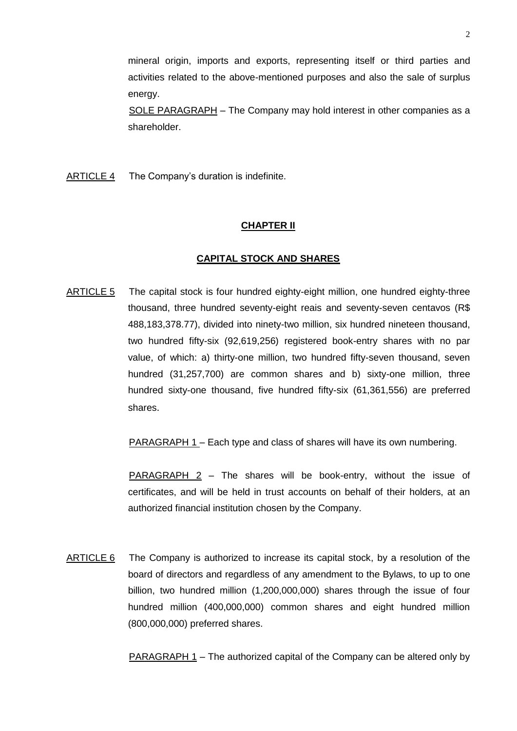mineral origin, imports and exports, representing itself or third parties and activities related to the above-mentioned purposes and also the sale of surplus energy.

SOLE PARAGRAPH – The Company may hold interest in other companies as a shareholder.

ARTICLE 4 The Company's duration is indefinite.

## CHAPTER II

## CAPITAL STOCK AND SHARES

ARTICLE 5 The capital stock is four hundred eighty-eight million, one hundred eighty-three thousand, three hundred seventy-eight reais and seventy-seven centavos (R$ 488,183,378.77), divided into ninety-two million, six hundred nineteen thousand, two hundred fifty-six (92,619,256) registered book-entry shares with no par value, of which: a) thirty-one million, two hundred fifty-seven thousand, seven hundred (31,257,700) are common shares and b) sixty-one million, three hundred sixty-one thousand, five hundred fifty-six (61,361,556) are preferred shares.

PARAGRAPH 1 – Each type and class of shares will have its own numbering.

PARAGRAPH 2 – The shares will be book-entry, without the issue of certificates, and will be held in trust accounts on behalf of their holders, at an authorized financial institution chosen by the Company.

ARTICLE 6 The Company is authorized to increase its capital stock, by a resolution of the board of directors and regardless of any amendment to the Bylaws, to up to one billion, two hundred million (1,200,000,000) shares through the issue of four hundred million (400,000,000) common shares and eight hundred million (800,000,000) preferred shares.

PARAGRAPH 1 – The authorized capital of the Company can be altered only by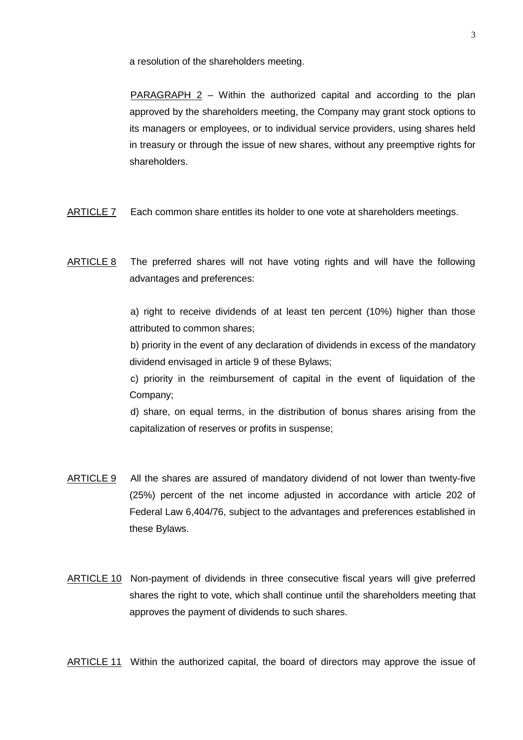a resolution of the shareholders meeting.

PARAGRAPH 2 – Within the authorized capital and according to the plan approved by the shareholders meeting, the Company may grant stock options to its managers or employees, or to individual service providers, using shares held in treasury or through the issue of new shares, without any preemptive rights for shareholders.

ARTICLE 7 Each common share entitles its holder to one vote at shareholders meetings.

ARTICLE 8 The preferred shares will not have voting rights and will have the following advantages and preferences:

a) right to receive dividends of at least ten percent (10%) higher than those attributed to common shares;

b) priority in the event of any declaration of dividends in excess of the mandatory dividend envisaged in article 9 of these Bylaws;

c) priority in the reimbursement of capital in the event of liquidation of the Company;

d) share, on equal terms, in the distribution of bonus shares arising from the capitalization of reserves or profits in suspense;

ARTICLE 9 All the shares are assured of mandatory dividend of not lower than twenty-five (25%) percent of the net income adjusted in accordance with article 202 of Federal Law 6,404/76, subject to the advantages and preferences established in these Bylaws.

ARTICLE 10 Non-payment of dividends in three consecutive fiscal years will give preferred shares the right to vote, which shall continue until the shareholders meeting that approves the payment of dividends to such shares.

ARTICLE 11 Within the authorized capital, the board of directors may approve the issue of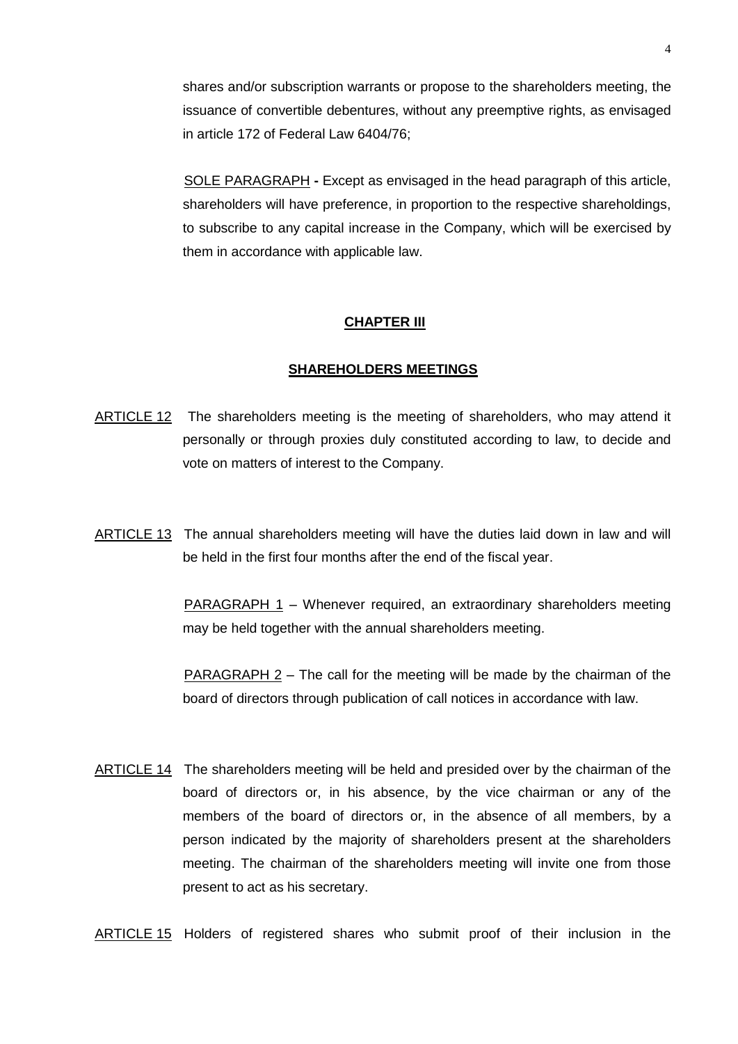shares and/or subscription warrants or propose to the shareholders meeting, the issuance of convertible debentures, without any preemptive rights, as envisaged in article 172 of Federal Law 6404/76;

SOLE PARAGRAPH **-** Except as envisaged in the head paragraph of this article, shareholders will have preference, in proportion to the respective shareholdings, to subscribe to any capital increase in the Company, which will be exercised by them in accordance with applicable law.

## CHAPTER III

## SHAREHOLDERS MEETINGS

ARTICLE 12 The shareholders meeting is the meeting of shareholders, who may attend it personally or through proxies duly constituted according to law, to decide and vote on matters of interest to the Company.

ARTICLE 13 The annual shareholders meeting will have the duties laid down in law and will be held in the first four months after the end of the fiscal year.

PARAGRAPH 1 – Whenever required, an extraordinary shareholders meeting may be held together with the annual shareholders meeting.

PARAGRAPH 2 – The call for the meeting will be made by the chairman of the board of directors through publication of call notices in accordance with law.

ARTICLE 14 The shareholders meeting will be held and presided over by the chairman of the board of directors or, in his absence, by the vice chairman or any of the members of the board of directors or, in the absence of all members, by a person indicated by the majority of shareholders present at the shareholders meeting. The chairman of the shareholders meeting will invite one from those present to act as his secretary.

ARTICLE 15 Holders of registered shares who submit proof of their inclusion in the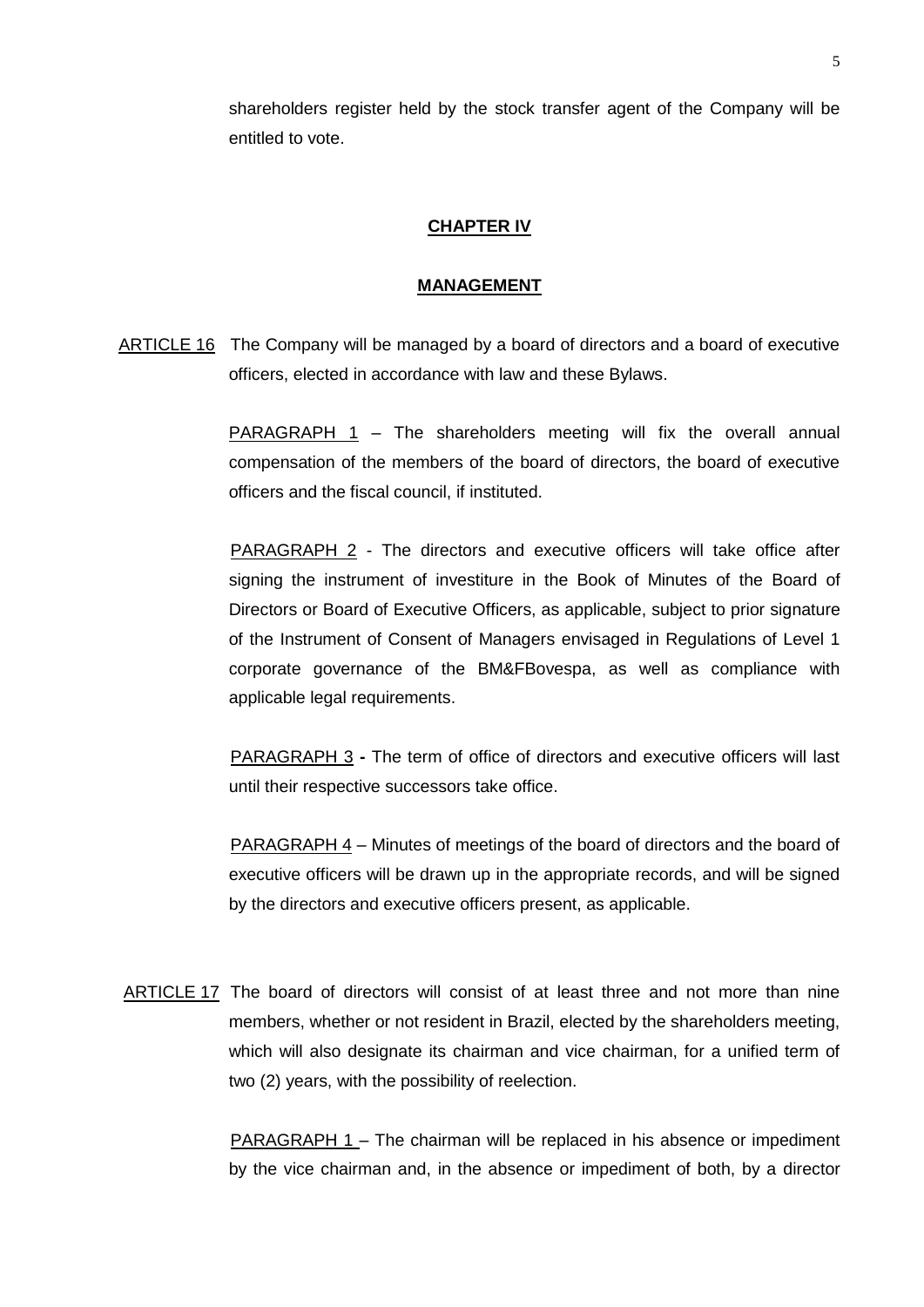shareholders register held by the stock transfer agent of the Company will be entitled to vote.

## CHAPTER IV

## MANAGEMENT

ARTICLE 16 The Company will be managed by a board of directors and a board of executive officers, elected in accordance with law and these Bylaws.

PARAGRAPH 1 – The shareholders meeting will fix the overall annual compensation of the members of the board of directors, the board of executive officers and the fiscal council, if instituted.

PARAGRAPH 2 - The directors and executive officers will take office after signing the instrument of investiture in the Book of Minutes of the Board of Directors or Board of Executive Officers, as applicable, subject to prior signature of the Instrument of Consent of Managers envisaged in Regulations of Level 1 corporate governance of the BM&FBovespa, as well as compliance with applicable legal requirements.

PARAGRAPH 3 **-** The term of office of directors and executive officers will last until their respective successors take office.

PARAGRAPH 4 – Minutes of meetings of the board of directors and the board of executive officers will be drawn up in the appropriate records, and will be signed by the directors and executive officers present, as applicable.

ARTICLE 17 The board of directors will consist of at least three and not more than nine members, whether or not resident in Brazil, elected by the shareholders meeting, which will also designate its chairman and vice chairman, for a unified term of two (2) years, with the possibility of reelection.

PARAGRAPH 1 – The chairman will be replaced in his absence or impediment by the vice chairman and, in the absence or impediment of both, by a director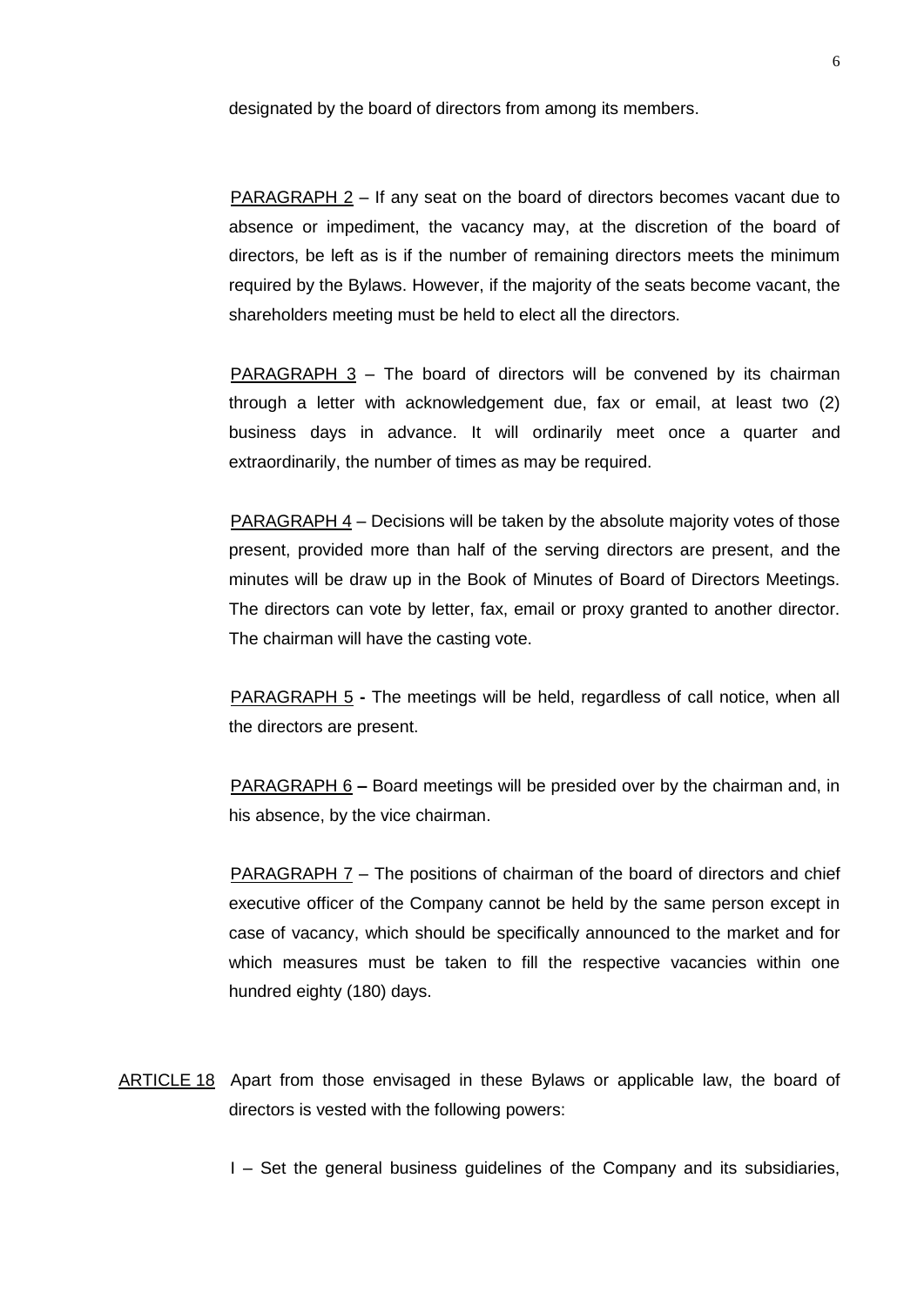designated by the board of directors from among its members.

PARAGRAPH 2 – If any seat on the board of directors becomes vacant due to absence or impediment, the vacancy may, at the discretion of the board of directors, be left as is if the number of remaining directors meets the minimum required by the Bylaws. However, if the majority of the seats become vacant, the shareholders meeting must be held to elect all the directors.

PARAGRAPH 3 – The board of directors will be convened by its chairman through a letter with acknowledgement due, fax or email, at least two (2) business days in advance. It will ordinarily meet once a quarter and extraordinarily, the number of times as may be required.

PARAGRAPH 4 – Decisions will be taken by the absolute majority votes of those present, provided more than half of the serving directors are present, and the minutes will be draw up in the Book of Minutes of Board of Directors Meetings. The directors can vote by letter, fax, email or proxy granted to another director. The chairman will have the casting vote.

PARAGRAPH 5 **-** The meetings will be held, regardless of call notice, when all the directors are present.

PARAGRAPH 6 **–** Board meetings will be presided over by the chairman and, in his absence, by the vice chairman.

PARAGRAPH 7 – The positions of chairman of the board of directors and chief executive officer of the Company cannot be held by the same person except in case of vacancy, which should be specifically announced to the market and for which measures must be taken to fill the respective vacancies within one hundred eighty (180) days.

ARTICLE 18 Apart from those envisaged in these Bylaws or applicable law, the board of directors is vested with the following powers:

I – Set the general business guidelines of the Company and its subsidiaries,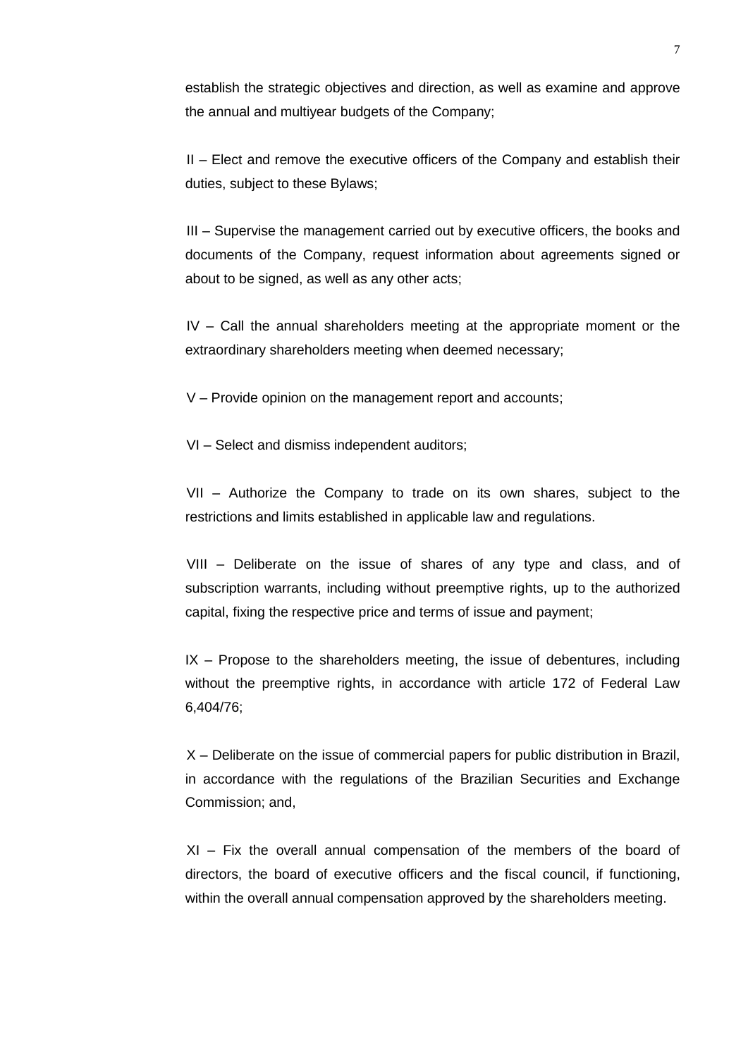establish the strategic objectives and direction, as well as examine and approve the annual and multiyear budgets of the Company;

II – Elect and remove the executive officers of the Company and establish their duties, subject to these Bylaws;

III – Supervise the management carried out by executive officers, the books and documents of the Company, request information about agreements signed or about to be signed, as well as any other acts;

IV – Call the annual shareholders meeting at the appropriate moment or the extraordinary shareholders meeting when deemed necessary;

V – Provide opinion on the management report and accounts;

VI – Select and dismiss independent auditors;

VII – Authorize the Company to trade on its own shares, subject to the restrictions and limits established in applicable law and regulations.

VIII – Deliberate on the issue of shares of any type and class, and of subscription warrants, including without preemptive rights, up to the authorized capital, fixing the respective price and terms of issue and payment;

IX – Propose to the shareholders meeting, the issue of debentures, including without the preemptive rights, in accordance with article 172 of Federal Law 6,404/76;

X – Deliberate on the issue of commercial papers for public distribution in Brazil, in accordance with the regulations of the Brazilian Securities and Exchange Commission; and,

XI – Fix the overall annual compensation of the members of the board of directors, the board of executive officers and the fiscal council, if functioning, within the overall annual compensation approved by the shareholders meeting.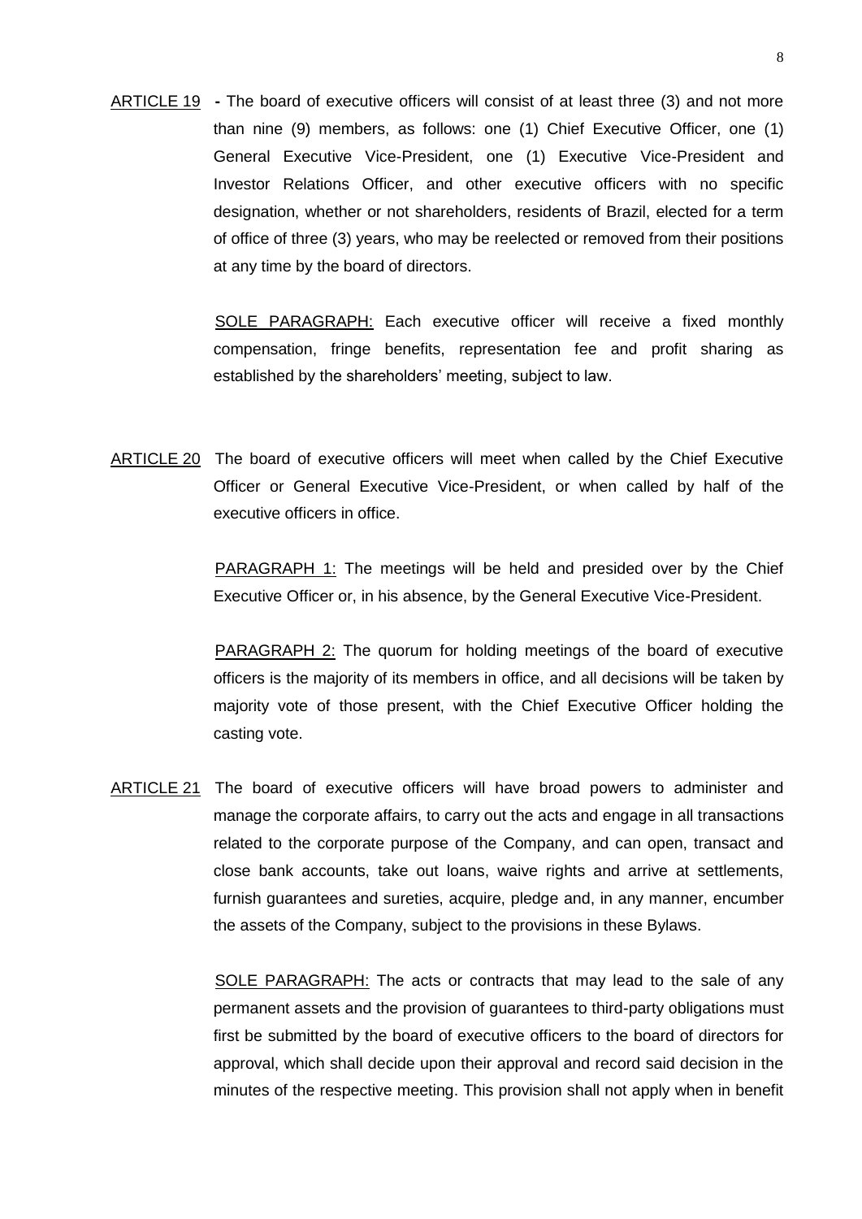ARTICLE 19 - The board of executive officers will consist of at least three (3) and not more than nine (9) members, as follows: one (1) Chief Executive Officer, one (1) General Executive Vice-President, one (1) Executive Vice-President and Investor Relations Officer, and other executive officers with no specific designation, whether or not shareholders, residents of Brazil, elected for a term of office of three (3) years, who may be reelected or removed from their positions at any time by the board of directors.

SOLE PARAGRAPH: Each executive officer will receive a fixed monthly compensation, fringe benefits, representation fee and profit sharing as established by the shareholders' meeting, subject to law.

ARTICLE 20 The board of executive officers will meet when called by the Chief Executive Officer or General Executive Vice-President, or when called by half of the executive officers in office.

PARAGRAPH 1: The meetings will be held and presided over by the Chief Executive Officer or, in his absence, by the General Executive Vice-President.

PARAGRAPH 2: The quorum for holding meetings of the board of executive officers is the majority of its members in office, and all decisions will be taken by majority vote of those present, with the Chief Executive Officer holding the casting vote.

ARTICLE 21 The board of executive officers will have broad powers to administer and manage the corporate affairs, to carry out the acts and engage in all transactions related to the corporate purpose of the Company, and can open, transact and close bank accounts, take out loans, waive rights and arrive at settlements, furnish guarantees and sureties, acquire, pledge and, in any manner, encumber the assets of the Company, subject to the provisions in these Bylaws.

SOLE PARAGRAPH: The acts or contracts that may lead to the sale of any permanent assets and the provision of guarantees to third-party obligations must first be submitted by the board of executive officers to the board of directors for approval, which shall decide upon their approval and record said decision in the minutes of the respective meeting. This provision shall not apply when in benefit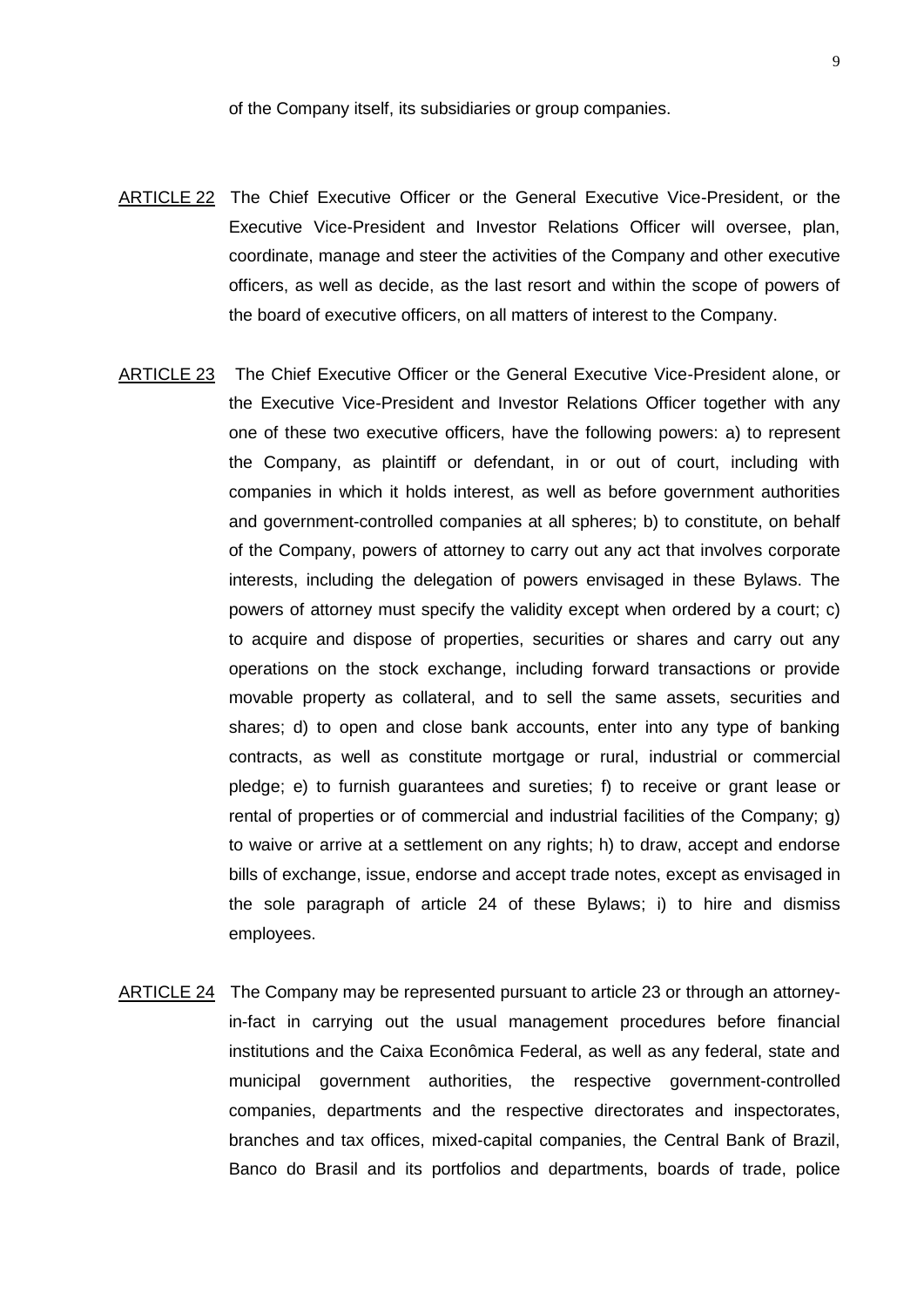of the Company itself, its subsidiaries or group companies.

<u>ARTICLE 22</u> The Chief Executive Officer or the General Executive Vice-President, or the Executive Vice-President and Investor Relations Officer will oversee, plan, coordinate, manage and steer the activities of the Company and other executive officers, as well as decide, as the last resort and within the scope of powers of the board of executive officers, on all matters of interest to the Company.

<u>ARTICLE 23</u> The Chief Executive Officer or the General Executive Vice-President alone, or the Executive Vice-President and Investor Relations Officer together with any one of these two executive officers, have the following powers: a) to represent the Company, as plaintiff or defendant, in or out of court, including with companies in which it holds interest, as well as before government authorities and government-controlled companies at all spheres; b) to constitute, on behalf of the Company, powers of attorney to carry out any act that involves corporate interests, including the delegation of powers envisaged in these Bylaws. The powers of attorney must specify the validity except when ordered by a court; c) to acquire and dispose of properties, securities or shares and carry out any operations on the stock exchange, including forward transactions or provide movable property as collateral, and to sell the same assets, securities and shares; d) to open and close bank accounts, enter into any type of banking contracts, as well as constitute mortgage or rural, industrial or commercial pledge; e) to furnish guarantees and sureties; f) to receive or grant lease or rental of properties or of commercial and industrial facilities of the Company; g) to waive or arrive at a settlement on any rights; h) to draw, accept and endorse bills of exchange, issue, endorse and accept trade notes, except as envisaged in the sole paragraph of article 24 of these Bylaws; i) to hire and dismiss employees.

<u>ARTICLE 24</u> The Company may be represented pursuant to article 23 or through an attorney-in-fact in carrying out the usual management procedures before financial institutions and the Caixa Econômica Federal, as well as any federal, state and municipal government authorities, the respective government-controlled companies, departments and the respective directorates and inspectorates, branches and tax offices, mixed-capital companies, the Central Bank of Brazil, Banco do Brasil and its portfolios and departments, boards of trade, police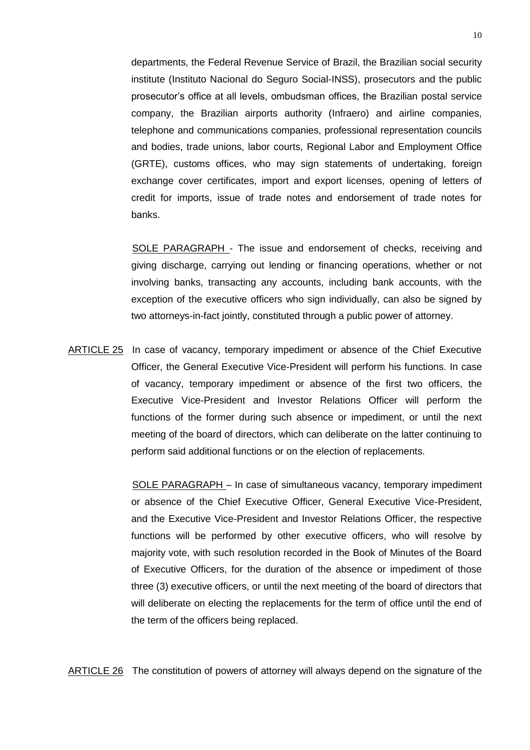departments, the Federal Revenue Service of Brazil, the Brazilian social security institute (Instituto Nacional do Seguro Social-INSS), prosecutors and the public prosecutor's office at all levels, ombudsman offices, the Brazilian postal service company, the Brazilian airports authority (Infraero) and airline companies, telephone and communications companies, professional representation councils and bodies, trade unions, labor courts, Regional Labor and Employment Office (GRTE), customs offices, who may sign statements of undertaking, foreign exchange cover certificates, import and export licenses, opening of letters of credit for imports, issue of trade notes and endorsement of trade notes for banks.

SOLE PARAGRAPH - The issue and endorsement of checks, receiving and giving discharge, carrying out lending or financing operations, whether or not involving banks, transacting any accounts, including bank accounts, with the exception of the executive officers who sign individually, can also be signed by two attorneys-in-fact jointly, constituted through a public power of attorney.

ARTICLE 25 In case of vacancy, temporary impediment or absence of the Chief Executive Officer, the General Executive Vice-President will perform his functions. In case of vacancy, temporary impediment or absence of the first two officers, the Executive Vice-President and Investor Relations Officer will perform the functions of the former during such absence or impediment, or until the next meeting of the board of directors, which can deliberate on the latter continuing to perform said additional functions or on the election of replacements.

SOLE PARAGRAPH – In case of simultaneous vacancy, temporary impediment or absence of the Chief Executive Officer, General Executive Vice-President, and the Executive Vice-President and Investor Relations Officer, the respective functions will be performed by other executive officers, who will resolve by majority vote, with such resolution recorded in the Book of Minutes of the Board of Executive Officers, for the duration of the absence or impediment of those three (3) executive officers, or until the next meeting of the board of directors that will deliberate on electing the replacements for the term of office until the end of the term of the officers being replaced.

ARTICLE 26 The constitution of powers of attorney will always depend on the signature of the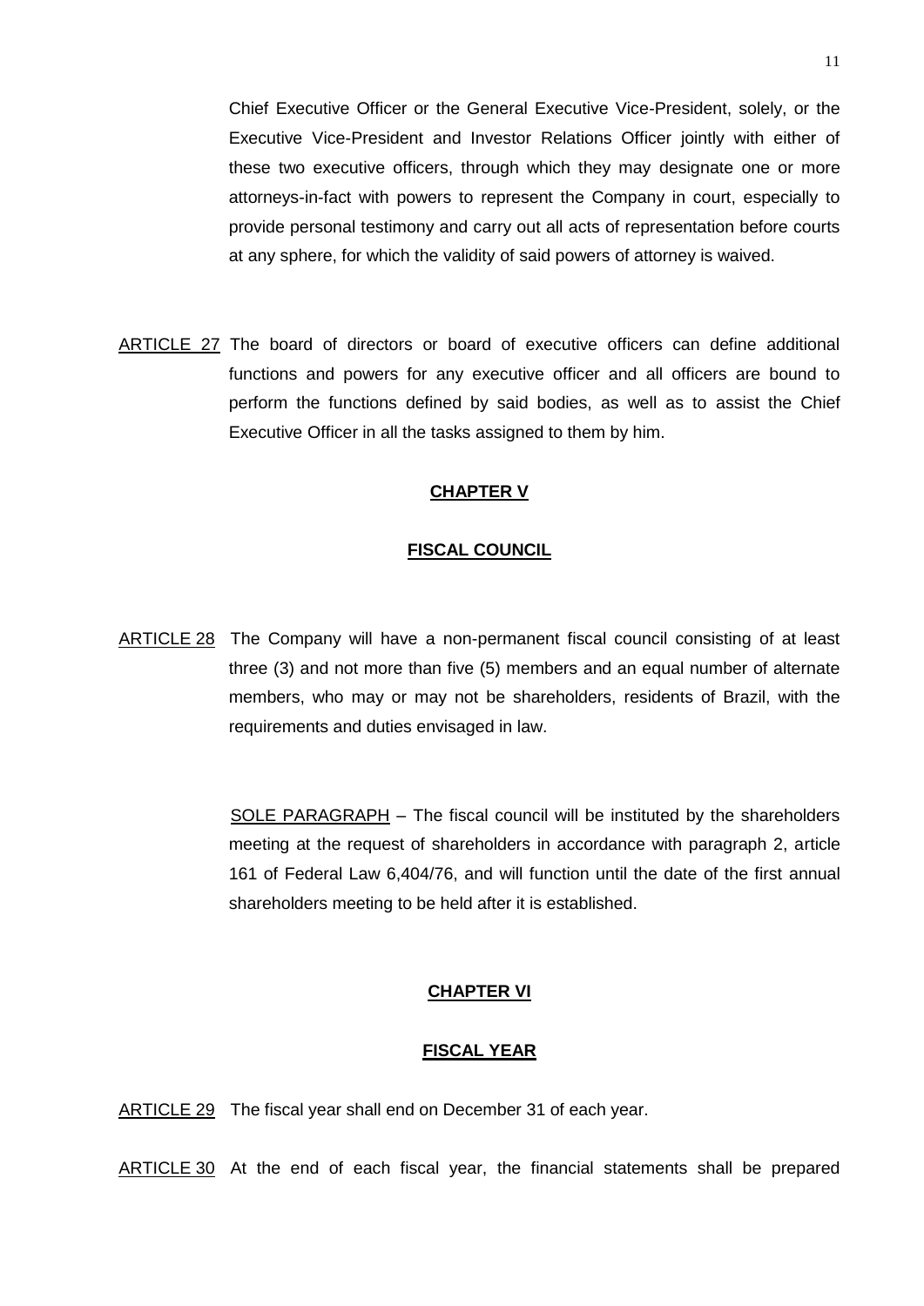Chief Executive Officer or the General Executive Vice-President, solely, or the Executive Vice-President and Investor Relations Officer jointly with either of these two executive officers, through which they may designate one or more attorneys-in-fact with powers to represent the Company in court, especially to provide personal testimony and carry out all acts of representation before courts at any sphere, for which the validity of said powers of attorney is waived.

ARTICLE 27 The board of directors or board of executive officers can define additional functions and powers for any executive officer and all officers are bound to perform the functions defined by said bodies, as well as to assist the Chief Executive Officer in all the tasks assigned to them by him.

## CHAPTER V

## FISCAL COUNCIL

ARTICLE 28 The Company will have a non-permanent fiscal council consisting of at least three (3) and not more than five (5) members and an equal number of alternate members, who may or may not be shareholders, residents of Brazil, with the requirements and duties envisaged in law.

SOLE PARAGRAPH – The fiscal council will be instituted by the shareholders meeting at the request of shareholders in accordance with paragraph 2, article 161 of Federal Law 6,404/76, and will function until the date of the first annual shareholders meeting to be held after it is established.

## CHAPTER VI

## FISCAL YEAR

ARTICLE 29 The fiscal year shall end on December 31 of each year.

ARTICLE 30 At the end of each fiscal year, the financial statements shall be prepared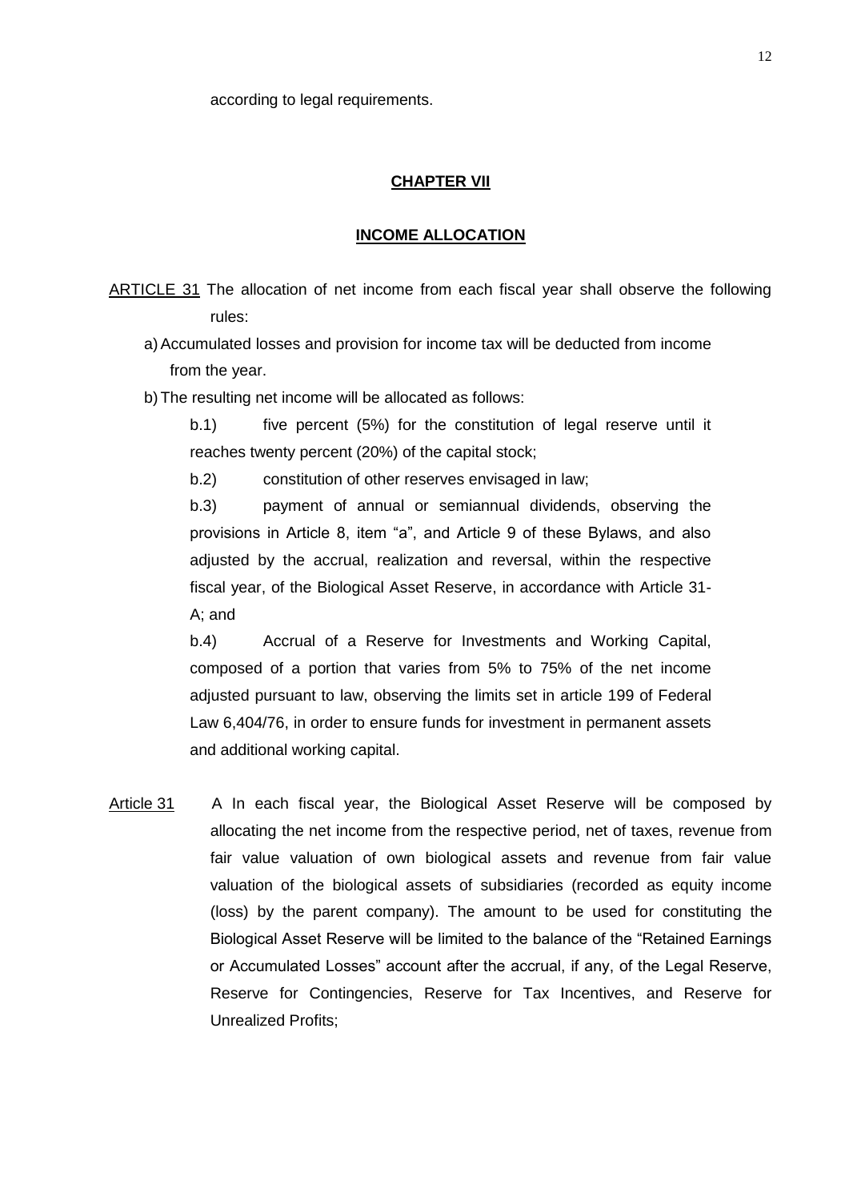according to legal requirements.

## CHAPTER VII

## INCOME ALLOCATION

ARTICLE 31 The allocation of net income from each fiscal year shall observe the following rules:

a) Accumulated losses and provision for income tax will be deducted from income from the year.

b) The resulting net income will be allocated as follows:

b.1) five percent (5%) for the constitution of legal reserve until it reaches twenty percent (20%) of the capital stock;

b.2) constitution of other reserves envisaged in law;

b.3) payment of annual or semiannual dividends, observing the provisions in Article 8, item "a", and Article 9 of these Bylaws, and also adjusted by the accrual, realization and reversal, within the respective fiscal year, of the Biological Asset Reserve, in accordance with Article 31-A; and

b.4) Accrual of a Reserve for Investments and Working Capital, composed of a portion that varies from 5% to 75% of the net income adjusted pursuant to law, observing the limits set in article 199 of Federal Law 6,404/76, in order to ensure funds for investment in permanent assets and additional working capital.

Article 31 A In each fiscal year, the Biological Asset Reserve will be composed by allocating the net income from the respective period, net of taxes, revenue from fair value valuation of own biological assets and revenue from fair value valuation of the biological assets of subsidiaries (recorded as equity income (loss) by the parent company). The amount to be used for constituting the Biological Asset Reserve will be limited to the balance of the "Retained Earnings or Accumulated Losses" account after the accrual, if any, of the Legal Reserve, Reserve for Contingencies, Reserve for Tax Incentives, and Reserve for Unrealized Profits;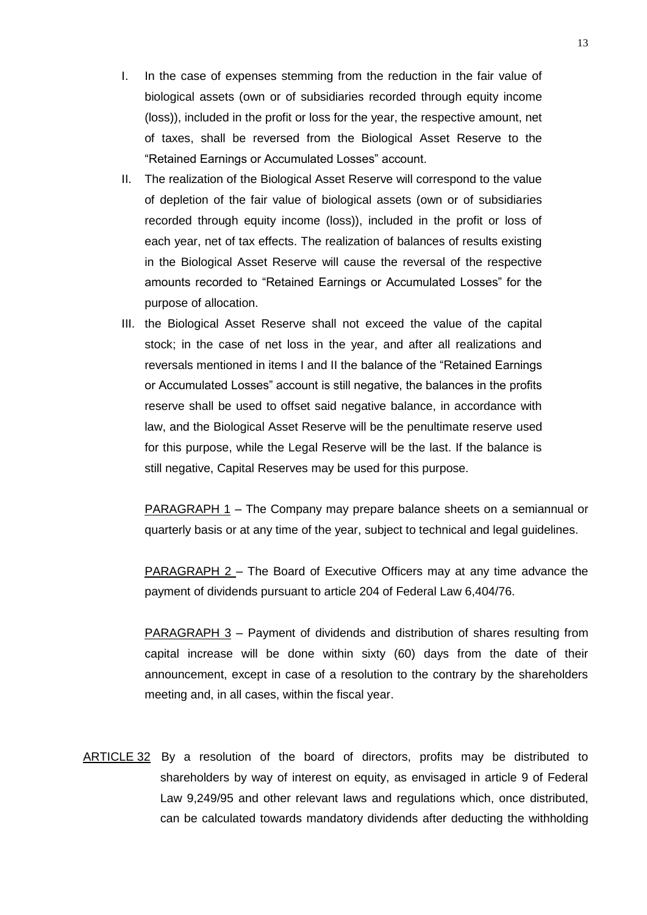I. In the case of expenses stemming from the reduction in the fair value of biological assets (own or of subsidiaries recorded through equity income (loss)), included in the profit or loss for the year, the respective amount, net of taxes, shall be reversed from the Biological Asset Reserve to the "Retained Earnings or Accumulated Losses" account.

II. The realization of the Biological Asset Reserve will correspond to the value of depletion of the fair value of biological assets (own or of subsidiaries recorded through equity income (loss)), included in the profit or loss of each year, net of tax effects. The realization of balances of results existing in the Biological Asset Reserve will cause the reversal of the respective amounts recorded to "Retained Earnings or Accumulated Losses" for the purpose of allocation.

III. the Biological Asset Reserve shall not exceed the value of the capital stock; in the case of net loss in the year, and after all realizations and reversals mentioned in items I and II the balance of the "Retained Earnings or Accumulated Losses" account is still negative, the balances in the profits reserve shall be used to offset said negative balance, in accordance with law, and the Biological Asset Reserve will be the penultimate reserve used for this purpose, while the Legal Reserve will be the last. If the balance is still negative, Capital Reserves may be used for this purpose.

PARAGRAPH 1 – The Company may prepare balance sheets on a semiannual or quarterly basis or at any time of the year, subject to technical and legal guidelines.

PARAGRAPH 2 – The Board of Executive Officers may at any time advance the payment of dividends pursuant to article 204 of Federal Law 6,404/76.

PARAGRAPH 3 – Payment of dividends and distribution of shares resulting from capital increase will be done within sixty (60) days from the date of their announcement, except in case of a resolution to the contrary by the shareholders meeting and, in all cases, within the fiscal year.

ARTICLE 32 By a resolution of the board of directors, profits may be distributed to shareholders by way of interest on equity, as envisaged in article 9 of Federal Law 9,249/95 and other relevant laws and regulations which, once distributed, can be calculated towards mandatory dividends after deducting the withholding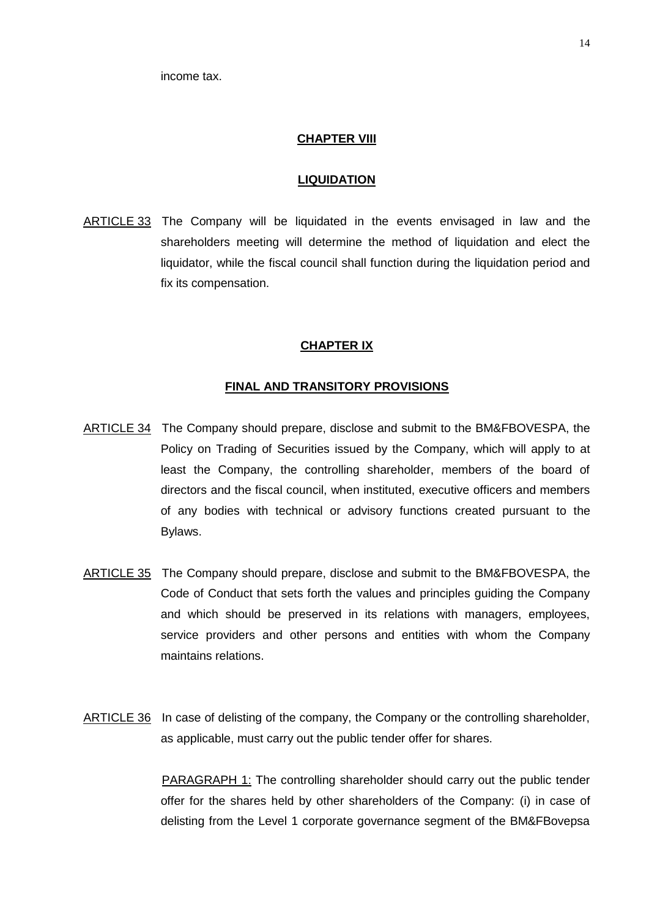income tax.

## CHAPTER VIII

## LIQUIDATION

ARTICLE 33 The Company will be liquidated in the events envisaged in law and the shareholders meeting will determine the method of liquidation and elect the liquidator, while the fiscal council shall function during the liquidation period and fix its compensation.

## CHAPTER IX

## FINAL AND TRANSITORY PROVISIONS

ARTICLE 34 The Company should prepare, disclose and submit to the BM&FBOVESPA, the Policy on Trading of Securities issued by the Company, which will apply to at least the Company, the controlling shareholder, members of the board of directors and the fiscal council, when instituted, executive officers and members of any bodies with technical or advisory functions created pursuant to the Bylaws.

ARTICLE 35 The Company should prepare, disclose and submit to the BM&FBOVESPA, the Code of Conduct that sets forth the values and principles guiding the Company and which should be preserved in its relations with managers, employees, service providers and other persons and entities with whom the Company maintains relations.

ARTICLE 36 In case of delisting of the company, the Company or the controlling shareholder, as applicable, must carry out the public tender offer for shares.

PARAGRAPH 1: The controlling shareholder should carry out the public tender offer for the shares held by other shareholders of the Company: (i) in case of delisting from the Level 1 corporate governance segment of the BM&FBovepsa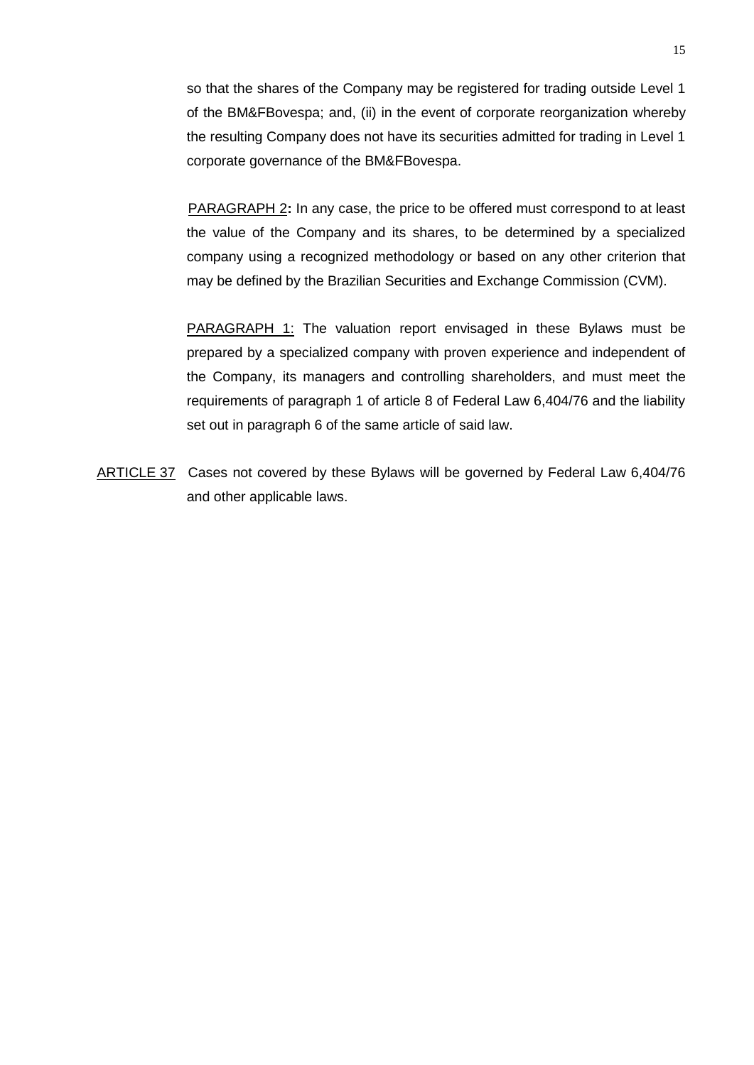so that the shares of the Company may be registered for trading outside Level 1 of the BM&FBovespa; and, (ii) in the event of corporate reorganization whereby the resulting Company does not have its securities admitted for trading in Level 1 corporate governance of the BM&FBovespa.

<u>PARAGRAPH 2</u>**:** In any case, the price to be offered must correspond to at least the value of the Company and its shares, to be determined by a specialized company using a recognized methodology or based on any other criterion that may be defined by the Brazilian Securities and Exchange Commission (CVM).

<u>PARAGRAPH 1:</u> The valuation report envisaged in these Bylaws must be prepared by a specialized company with proven experience and independent of the Company, its managers and controlling shareholders, and must meet the requirements of paragraph 1 of article 8 of Federal Law 6,404/76 and the liability set out in paragraph 6 of the same article of said law.

<u>ARTICLE 37</u> Cases not covered by these Bylaws will be governed by Federal Law 6,404/76 and other applicable laws.